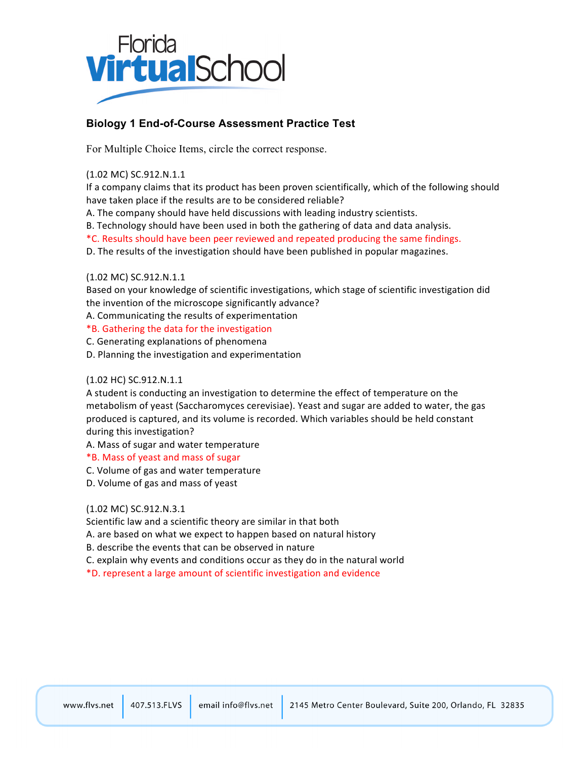Florida Virtual School

## Biology 1 End-of-Course Assessment Practice Test

For Multiple Choice Items, circle the correct response.

(1.02 MC) SC.912.N.1.1
If a company claims that its product has been proven scientifically, which of the following should have taken place if the results are to be considered reliable?
A. The company should have held discussions with leading industry scientists.
B. Technology should have been used in both the gathering of data and data analysis.
*C. Results should have been peer reviewed and repeated producing the same findings.
D. The results of the investigation should have been published in popular magazines.

(1.02 MC) SC.912.N.1.1
Based on your knowledge of scientific investigations, which stage of scientific investigation did the invention of the microscope significantly advance?
A. Communicating the results of experimentation
*B. Gathering the data for the investigation
C. Generating explanations of phenomena
D. Planning the investigation and experimentation

(1.02 HC) SC.912.N.1.1
A student is conducting an investigation to determine the effect of temperature on the metabolism of yeast (Saccharomyces cerevisiae). Yeast and sugar are added to water, the gas produced is captured, and its volume is recorded. Which variables should be held constant during this investigation?
A. Mass of sugar and water temperature
*B. Mass of yeast and mass of sugar
C. Volume of gas and water temperature
D. Volume of gas and mass of yeast

(1.02 MC) SC.912.N.3.1
Scientific law and a scientific theory are similar in that both
A. are based on what we expect to happen based on natural history
B. describe the events that can be observed in nature
C. explain why events and conditions occur as they do in the natural world
*D. represent a large amount of scientific investigation and evidence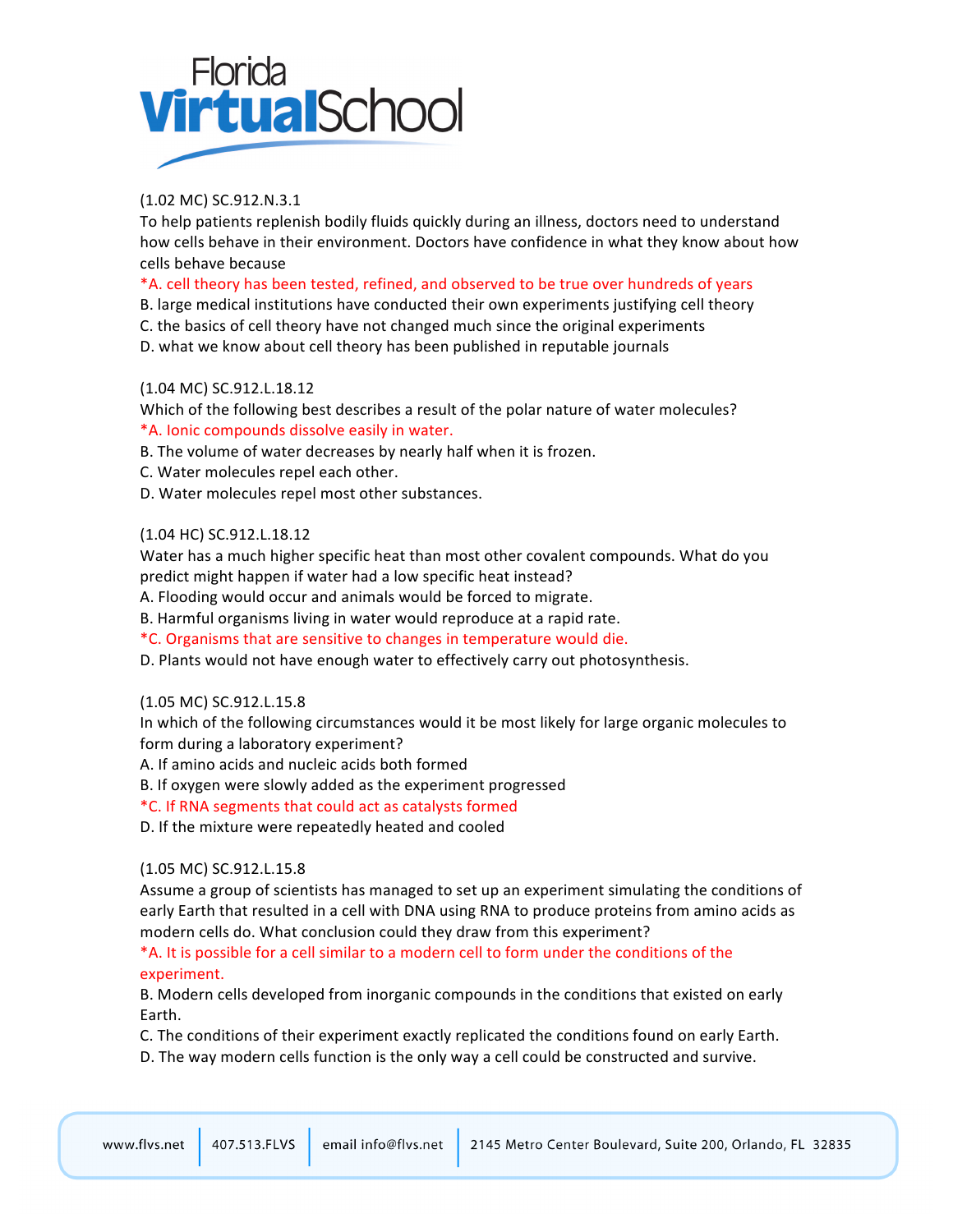(1.02 MC) SC.912.N.3.1

To help patients replenish bodily fluids quickly during an illness, doctors need to understand how cells behave in their environment. Doctors have confidence in what they know about how cells behave because

*A. cell theory has been tested, refined, and observed to be true over hundreds of years

B. large medical institutions have conducted their own experiments justifying cell theory

C. the basics of cell theory have not changed much since the original experiments

D. what we know about cell theory has been published in reputable journals

(1.04 MC) SC.912.L.18.12

Which of the following best describes a result of the polar nature of water molecules?

*A. Ionic compounds dissolve easily in water.

B. The volume of water decreases by nearly half when it is frozen.

C. Water molecules repel each other.

D. Water molecules repel most other substances.

(1.04 HC) SC.912.L.18.12

Water has a much higher specific heat than most other covalent compounds. What do you predict might happen if water had a low specific heat instead?

A. Flooding would occur and animals would be forced to migrate.

B. Harmful organisms living in water would reproduce at a rapid rate.

*C. Organisms that are sensitive to changes in temperature would die.

D. Plants would not have enough water to effectively carry out photosynthesis.

(1.05 MC) SC.912.L.15.8

In which of the following circumstances would it be most likely for large organic molecules to form during a laboratory experiment?

A. If amino acids and nucleic acids both formed

B. If oxygen were slowly added as the experiment progressed

*C. If RNA segments that could act as catalysts formed

D. If the mixture were repeatedly heated and cooled

(1.05 MC) SC.912.L.15.8

Assume a group of scientists has managed to set up an experiment simulating the conditions of early Earth that resulted in a cell with DNA using RNA to produce proteins from amino acids as modern cells do. What conclusion could they draw from this experiment?

*A. It is possible for a cell similar to a modern cell to form under the conditions of the experiment.

B. Modern cells developed from inorganic compounds in the conditions that existed on early Earth.

C. The conditions of their experiment exactly replicated the conditions found on early Earth.

D. The way modern cells function is the only way a cell could be constructed and survive.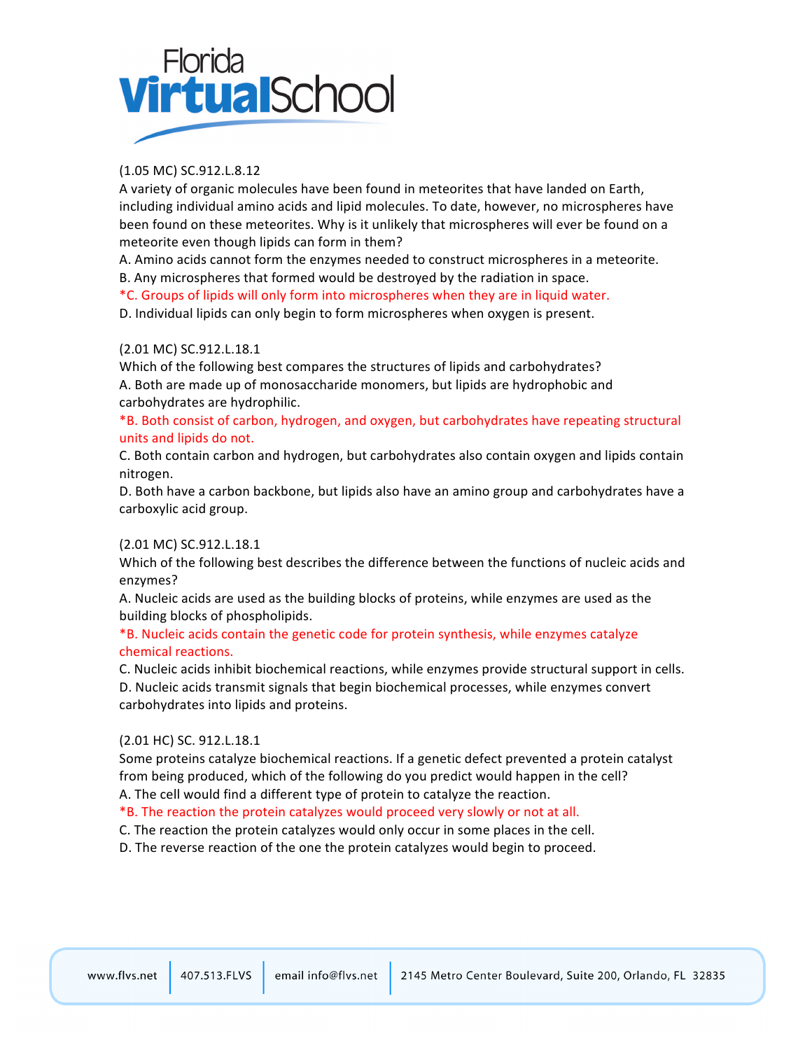(1.05 MC) SC.912.L.8.12
A variety of organic molecules have been found in meteorites that have landed on Earth, including individual amino acids and lipid molecules. To date, however, no microspheres have been found on these meteorites. Why is it unlikely that microspheres will ever be found on a meteorite even though lipids can form in them?
A. Amino acids cannot form the enzymes needed to construct microspheres in a meteorite.
B. Any microspheres that formed would be destroyed by the radiation in space.
*C. Groups of lipids will only form into microspheres when they are in liquid water.
D. Individual lipids can only begin to form microspheres when oxygen is present.

(2.01 MC) SC.912.L.18.1
Which of the following best compares the structures of lipids and carbohydrates?
A. Both are made up of monosaccharide monomers, but lipids are hydrophobic and carbohydrates are hydrophilic.
*B. Both consist of carbon, hydrogen, and oxygen, but carbohydrates have repeating structural units and lipids do not.
C. Both contain carbon and hydrogen, but carbohydrates also contain oxygen and lipids contain nitrogen.
D. Both have a carbon backbone, but lipids also have an amino group and carbohydrates have a carboxylic acid group.

(2.01 MC) SC.912.L.18.1
Which of the following best describes the difference between the functions of nucleic acids and enzymes?
A. Nucleic acids are used as the building blocks of proteins, while enzymes are used as the building blocks of phospholipids.
*B. Nucleic acids contain the genetic code for protein synthesis, while enzymes catalyze chemical reactions.
C. Nucleic acids inhibit biochemical reactions, while enzymes provide structural support in cells.
D. Nucleic acids transmit signals that begin biochemical processes, while enzymes convert carbohydrates into lipids and proteins.

(2.01 HC) SC. 912.L.18.1
Some proteins catalyze biochemical reactions. If a genetic defect prevented a protein catalyst from being produced, which of the following do you predict would happen in the cell?
A. The cell would find a different type of protein to catalyze the reaction.
*B. The reaction the protein catalyzes would proceed very slowly or not at all.
C. The reaction the protein catalyzes would only occur in some places in the cell.
D. The reverse reaction of the one the protein catalyzes would begin to proceed.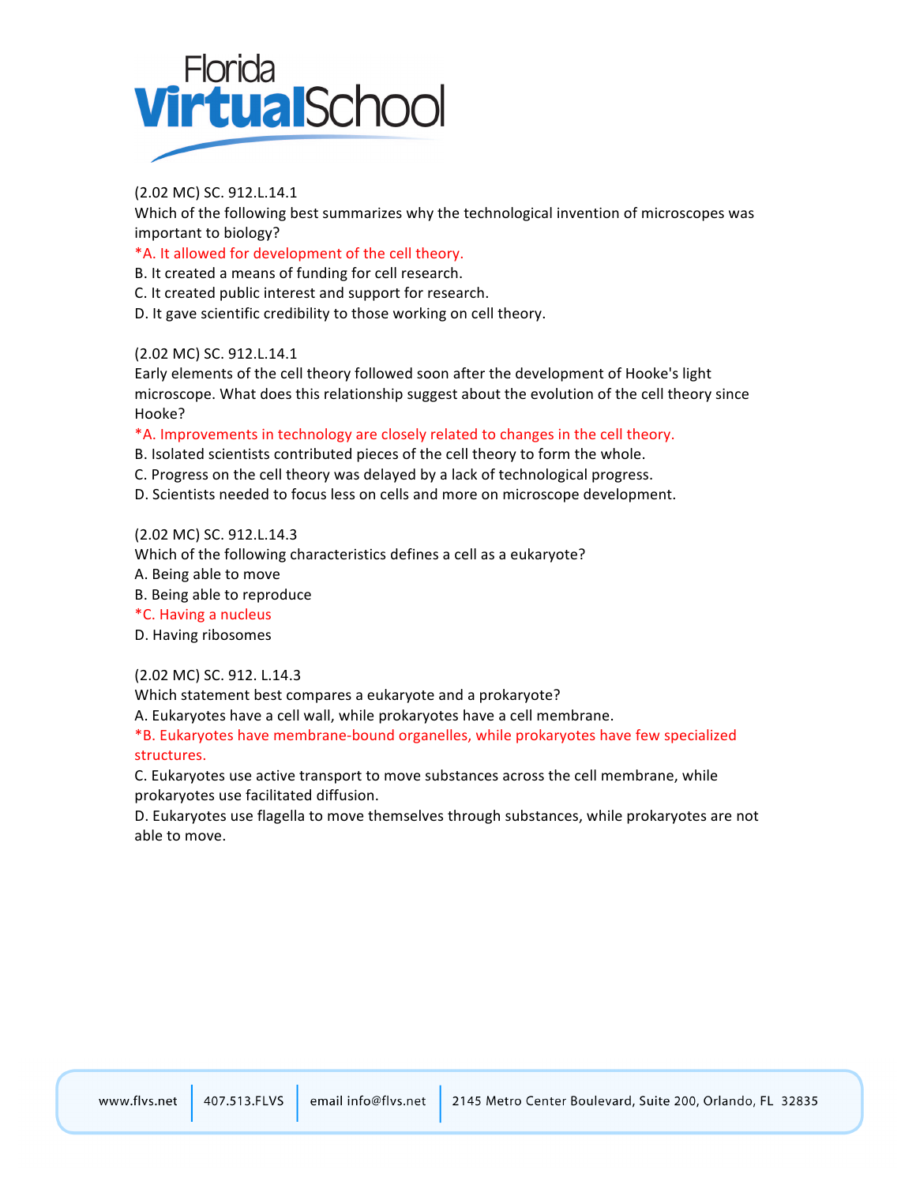(2.02 MC) SC. 912.L.14.1
Which of the following best summarizes why the technological invention of microscopes was important to biology?
*A. It allowed for development of the cell theory.
B. It created a means of funding for cell research.
C. It created public interest and support for research.
D. It gave scientific credibility to those working on cell theory.

(2.02 MC) SC. 912.L.14.1
Early elements of the cell theory followed soon after the development of Hooke's light microscope. What does this relationship suggest about the evolution of the cell theory since Hooke?
*A. Improvements in technology are closely related to changes in the cell theory.
B. Isolated scientists contributed pieces of the cell theory to form the whole.
C. Progress on the cell theory was delayed by a lack of technological progress.
D. Scientists needed to focus less on cells and more on microscope development.

(2.02 MC) SC. 912.L.14.3
Which of the following characteristics defines a cell as a eukaryote?
A. Being able to move
B. Being able to reproduce
*C. Having a nucleus
D. Having ribosomes

(2.02 MC) SC. 912. L.14.3
Which statement best compares a eukaryote and a prokaryote?
A. Eukaryotes have a cell wall, while prokaryotes have a cell membrane.
*B. Eukaryotes have membrane-bound organelles, while prokaryotes have few specialized structures.
C. Eukaryotes use active transport to move substances across the cell membrane, while prokaryotes use facilitated diffusion.
D. Eukaryotes use flagella to move themselves through substances, while prokaryotes are not able to move.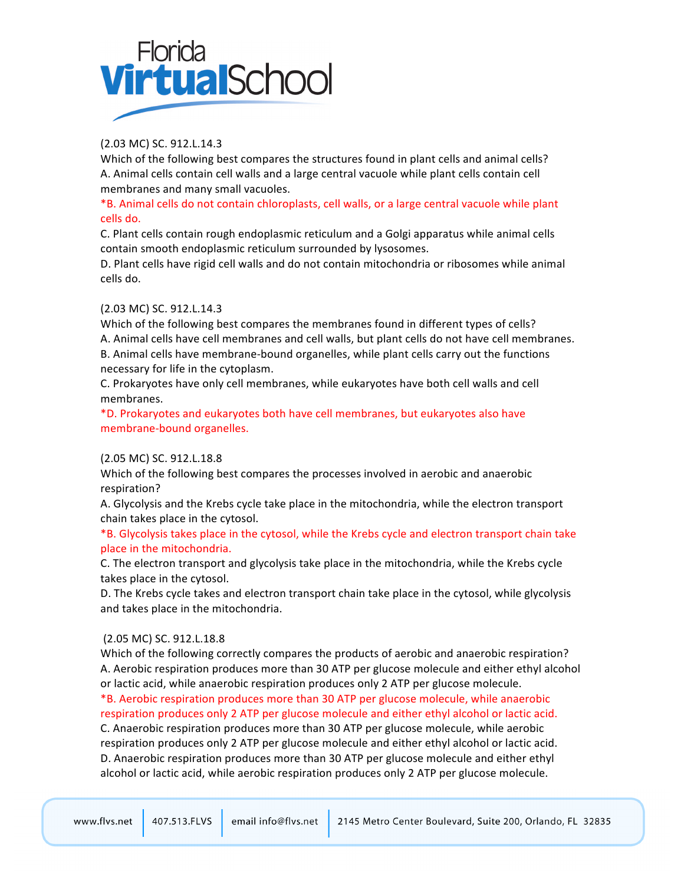(2.03 MC) SC. 912.L.14.3
Which of the following best compares the structures found in plant cells and animal cells?
A. Animal cells contain cell walls and a large central vacuole while plant cells contain cell membranes and many small vacuoles.
*B. Animal cells do not contain chloroplasts, cell walls, or a large central vacuole while plant cells do.
C. Plant cells contain rough endoplasmic reticulum and a Golgi apparatus while animal cells contain smooth endoplasmic reticulum surrounded by lysosomes.
D. Plant cells have rigid cell walls and do not contain mitochondria or ribosomes while animal cells do.

(2.03 MC) SC. 912.L.14.3
Which of the following best compares the membranes found in different types of cells?
A. Animal cells have cell membranes and cell walls, but plant cells do not have cell membranes.
B. Animal cells have membrane-bound organelles, while plant cells carry out the functions necessary for life in the cytoplasm.
C. Prokaryotes have only cell membranes, while eukaryotes have both cell walls and cell membranes.
*D. Prokaryotes and eukaryotes both have cell membranes, but eukaryotes also have membrane-bound organelles.

(2.05 MC) SC. 912.L.18.8
Which of the following best compares the processes involved in aerobic and anaerobic respiration?
A. Glycolysis and the Krebs cycle take place in the mitochondria, while the electron transport chain takes place in the cytosol.
*B. Glycolysis takes place in the cytosol, while the Krebs cycle and electron transport chain take place in the mitochondria.
C. The electron transport and glycolysis take place in the mitochondria, while the Krebs cycle takes place in the cytosol.
D. The Krebs cycle takes and electron transport chain take place in the cytosol, while glycolysis and takes place in the mitochondria.

(2.05 MC) SC. 912.L.18.8
Which of the following correctly compares the products of aerobic and anaerobic respiration?
A. Aerobic respiration produces more than 30 ATP per glucose molecule and either ethyl alcohol or lactic acid, while anaerobic respiration produces only 2 ATP per glucose molecule.
*B. Aerobic respiration produces more than 30 ATP per glucose molecule, while anaerobic respiration produces only 2 ATP per glucose molecule and either ethyl alcohol or lactic acid.
C. Anaerobic respiration produces more than 30 ATP per glucose molecule, while aerobic respiration produces only 2 ATP per glucose molecule and either ethyl alcohol or lactic acid.
D. Anaerobic respiration produces more than 30 ATP per glucose molecule and either ethyl alcohol or lactic acid, while aerobic respiration produces only 2 ATP per glucose molecule.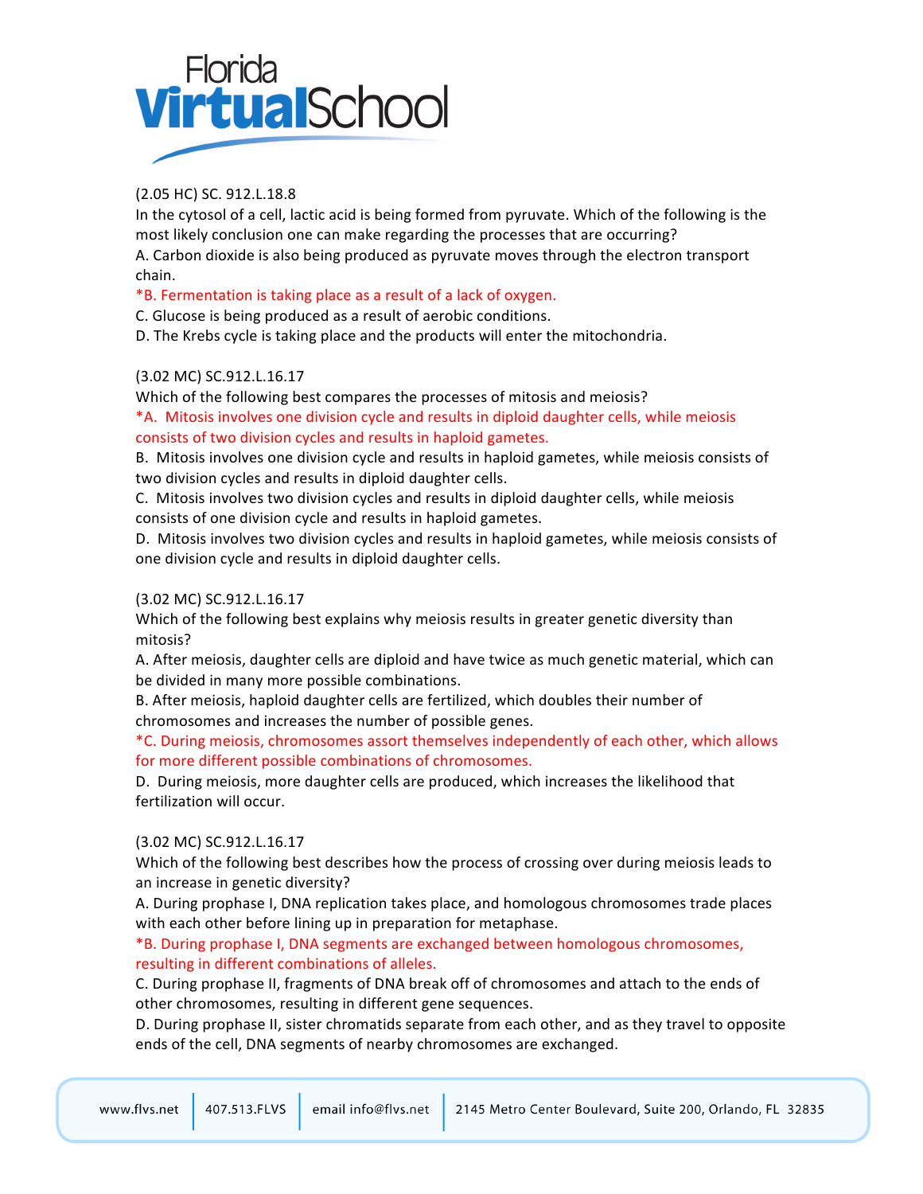(2.05 HC) SC. 912.L.18.8

In the cytosol of a cell, lactic acid is being formed from pyruvate. Which of the following is the most likely conclusion one can make regarding the processes that are occurring?

A. Carbon dioxide is also being produced as pyruvate moves through the electron transport chain.

*B. Fermentation is taking place as a result of a lack of oxygen.

C. Glucose is being produced as a result of aerobic conditions.

D. The Krebs cycle is taking place and the products will enter the mitochondria.

(3.02 MC) SC.912.L.16.17

Which of the following best compares the processes of mitosis and meiosis?

*A. Mitosis involves one division cycle and results in diploid daughter cells, while meiosis consists of two division cycles and results in haploid gametes.

B. Mitosis involves one division cycle and results in haploid gametes, while meiosis consists of two division cycles and results in diploid daughter cells.

C. Mitosis involves two division cycles and results in diploid daughter cells, while meiosis consists of one division cycle and results in haploid gametes.

D. Mitosis involves two division cycles and results in haploid gametes, while meiosis consists of one division cycle and results in diploid daughter cells.

(3.02 MC) SC.912.L.16.17

Which of the following best explains why meiosis results in greater genetic diversity than mitosis?

A. After meiosis, daughter cells are diploid and have twice as much genetic material, which can be divided in many more possible combinations.

B. After meiosis, haploid daughter cells are fertilized, which doubles their number of chromosomes and increases the number of possible genes.

*C. During meiosis, chromosomes assort themselves independently of each other, which allows for more different possible combinations of chromosomes.

D. During meiosis, more daughter cells are produced, which increases the likelihood that fertilization will occur.

(3.02 MC) SC.912.L.16.17

Which of the following best describes how the process of crossing over during meiosis leads to an increase in genetic diversity?

A. During prophase I, DNA replication takes place, and homologous chromosomes trade places with each other before lining up in preparation for metaphase.

*B. During prophase I, DNA segments are exchanged between homologous chromosomes, resulting in different combinations of alleles.

C. During prophase II, fragments of DNA break off of chromosomes and attach to the ends of other chromosomes, resulting in different gene sequences.

D. During prophase II, sister chromatids separate from each other, and as they travel to opposite ends of the cell, DNA segments of nearby chromosomes are exchanged.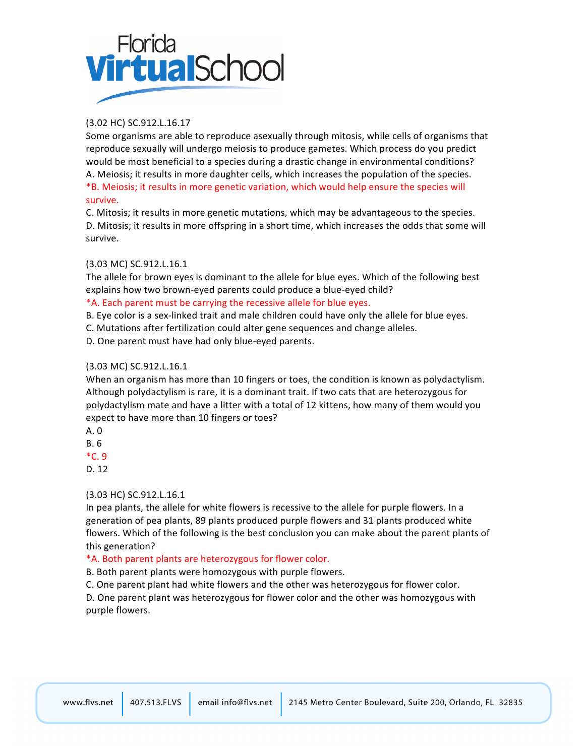(3.02 HC) SC.912.L.16.17
Some organisms are able to reproduce asexually through mitosis, while cells of organisms that reproduce sexually will undergo meiosis to produce gametes. Which process do you predict would be most beneficial to a species during a drastic change in environmental conditions?
A. Meiosis; it results in more daughter cells, which increases the population of the species.
*B. Meiosis; it results in more genetic variation, which would help ensure the species will survive.
C. Mitosis; it results in more genetic mutations, which may be advantageous to the species.
D. Mitosis; it results in more offspring in a short time, which increases the odds that some will survive.

(3.03 MC) SC.912.L.16.1
The allele for brown eyes is dominant to the allele for blue eyes. Which of the following best explains how two brown-eyed parents could produce a blue-eyed child?
*A. Each parent must be carrying the recessive allele for blue eyes.
B. Eye color is a sex-linked trait and male children could have only the allele for blue eyes.
C. Mutations after fertilization could alter gene sequences and change alleles.
D. One parent must have had only blue-eyed parents.

(3.03 MC) SC.912.L.16.1
When an organism has more than 10 fingers or toes, the condition is known as polydactylism. Although polydactylism is rare, it is a dominant trait. If two cats that are heterozygous for polydactylism mate and have a litter with a total of 12 kittens, how many of them would you expect to have more than 10 fingers or toes?
A. 0
B. 6
*C. 9
D. 12

(3.03 HC) SC.912.L.16.1
In pea plants, the allele for white flowers is recessive to the allele for purple flowers. In a generation of pea plants, 89 plants produced purple flowers and 31 plants produced white flowers. Which of the following is the best conclusion you can make about the parent plants of this generation?
*A. Both parent plants are heterozygous for flower color.
B. Both parent plants were homozygous with purple flowers.
C. One parent plant had white flowers and the other was heterozygous for flower color.
D. One parent plant was heterozygous for flower color and the other was homozygous with purple flowers.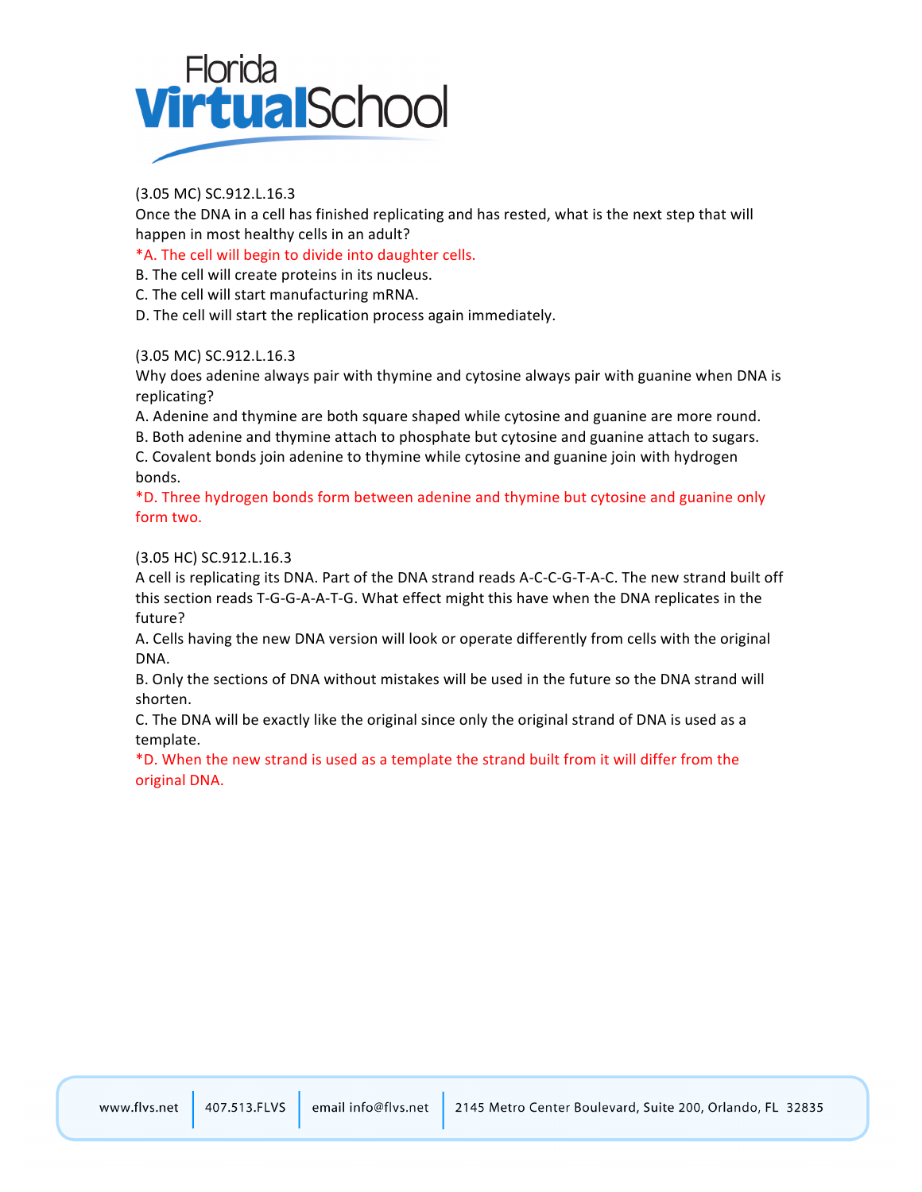(3.05 MC) SC.912.L.16.3
Once the DNA in a cell has finished replicating and has rested, what is the next step that will happen in most healthy cells in an adult?
*A. The cell will begin to divide into daughter cells.
B. The cell will create proteins in its nucleus.
C. The cell will start manufacturing mRNA.
D. The cell will start the replication process again immediately.

(3.05 MC) SC.912.L.16.3
Why does adenine always pair with thymine and cytosine always pair with guanine when DNA is replicating?
A. Adenine and thymine are both square shaped while cytosine and guanine are more round.
B. Both adenine and thymine attach to phosphate but cytosine and guanine attach to sugars.
C. Covalent bonds join adenine to thymine while cytosine and guanine join with hydrogen bonds.
*D. Three hydrogen bonds form between adenine and thymine but cytosine and guanine only form two.

(3.05 HC) SC.912.L.16.3
A cell is replicating its DNA. Part of the DNA strand reads A-C-C-G-T-A-C. The new strand built off this section reads T-G-G-A-A-T-G. What effect might this have when the DNA replicates in the future?
A. Cells having the new DNA version will look or operate differently from cells with the original DNA.
B. Only the sections of DNA without mistakes will be used in the future so the DNA strand will shorten.
C. The DNA will be exactly like the original since only the original strand of DNA is used as a template.
*D. When the new strand is used as a template the strand built from it will differ from the original DNA.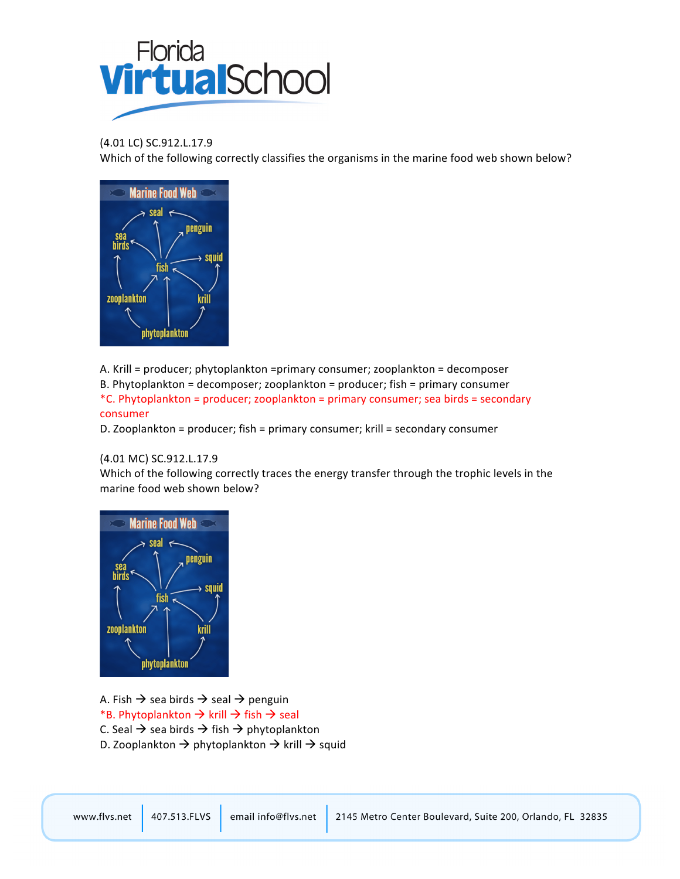(4.01 LC) SC.912.L.17.9
Which of the following correctly classifies the organisms in the marine food web shown below?

A. Krill = producer; phytoplankton =primary consumer; zooplankton = decomposer
B. Phytoplankton = decomposer; zooplankton = producer; fish = primary consumer
*C. Phytoplankton = producer; zooplankton = primary consumer; sea birds = secondary consumer
D. Zooplankton = producer; fish = primary consumer; krill = secondary consumer

(4.01 MC) SC.912.L.17.9
Which of the following correctly traces the energy transfer through the trophic levels in the marine food web shown below?

A. Fish → sea birds → seal → penguin
*B. Phytoplankton → krill → fish → seal
C. Seal → sea birds → fish → phytoplankton
D. Zooplankton → phytoplankton → krill → squid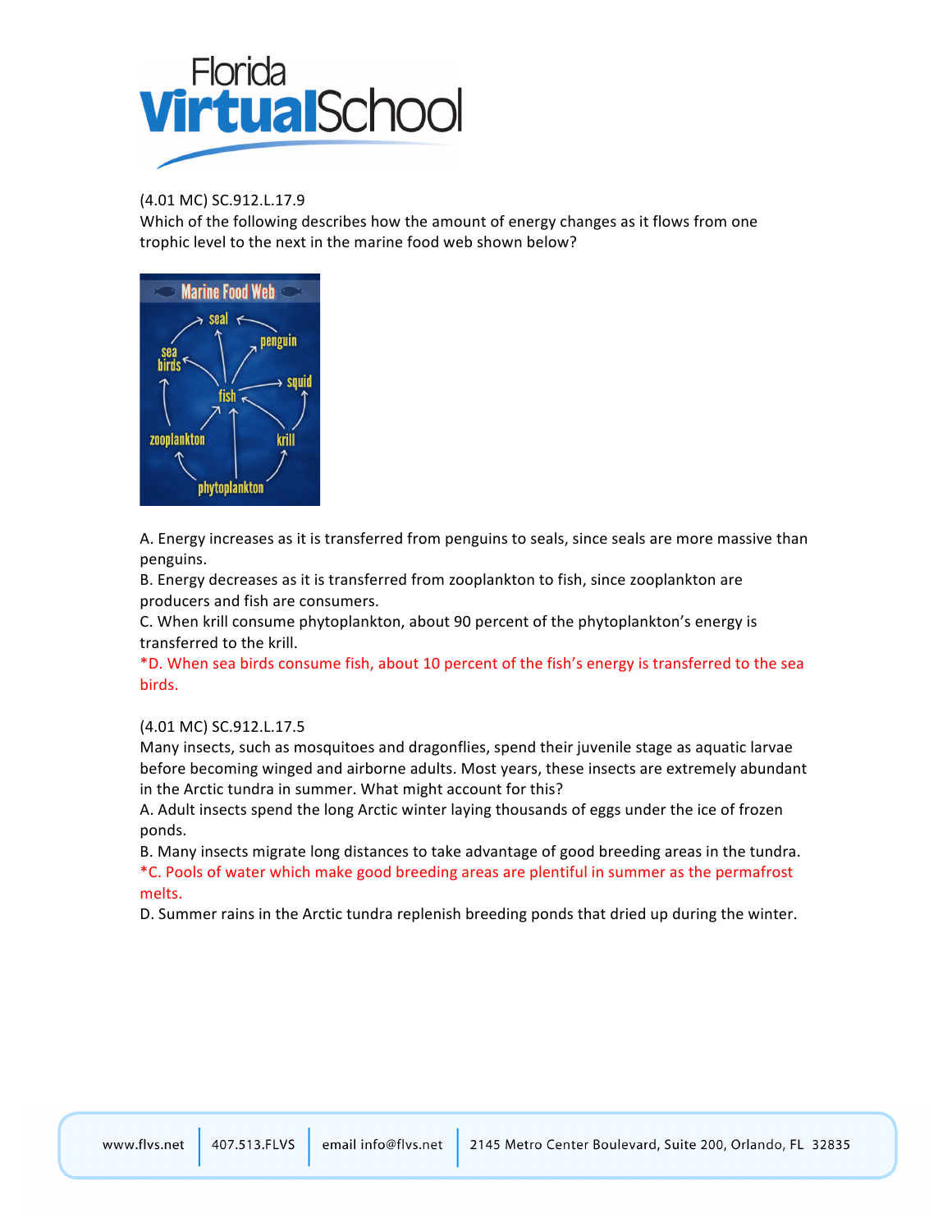(4.01 MC) SC.912.L.17.9
Which of the following describes how the amount of energy changes as it flows from one trophic level to the next in the marine food web shown below?

A. Energy increases as it is transferred from penguins to seals, since seals are more massive than penguins.
B. Energy decreases as it is transferred from zooplankton to fish, since zooplankton are producers and fish are consumers.
C. When krill consume phytoplankton, about 90 percent of the phytoplankton's energy is transferred to the krill.
*D. When sea birds consume fish, about 10 percent of the fish's energy is transferred to the sea birds.

(4.01 MC) SC.912.L.17.5
Many insects, such as mosquitoes and dragonflies, spend their juvenile stage as aquatic larvae before becoming winged and airborne adults. Most years, these insects are extremely abundant in the Arctic tundra in summer. What might account for this?
A. Adult insects spend the long Arctic winter laying thousands of eggs under the ice of frozen ponds.
B. Many insects migrate long distances to take advantage of good breeding areas in the tundra.
*C. Pools of water which make good breeding areas are plentiful in summer as the permafrost melts.
D. Summer rains in the Arctic tundra replenish breeding ponds that dried up during the winter.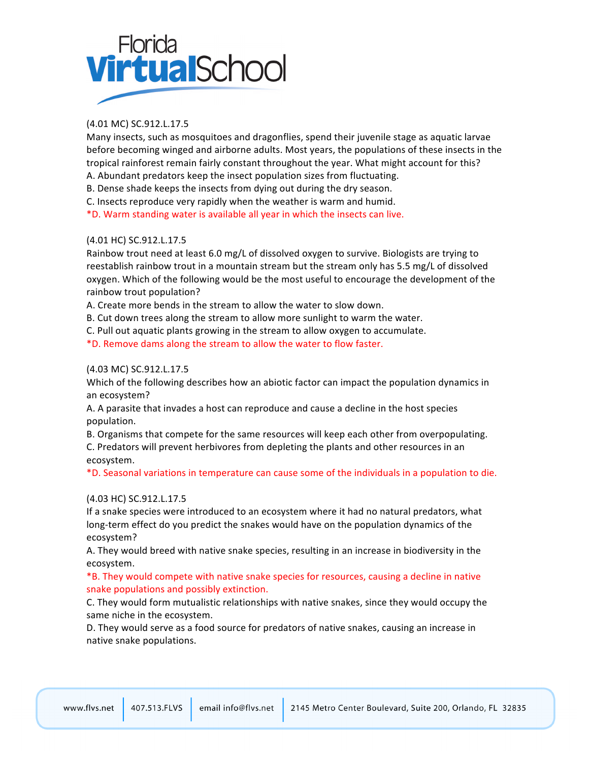(4.01 MC) SC.912.L.17.5
Many insects, such as mosquitoes and dragonflies, spend their juvenile stage as aquatic larvae before becoming winged and airborne adults. Most years, the populations of these insects in the tropical rainforest remain fairly constant throughout the year. What might account for this?
A. Abundant predators keep the insect population sizes from fluctuating.
B. Dense shade keeps the insects from dying out during the dry season.
C. Insects reproduce very rapidly when the weather is warm and humid.
*D. Warm standing water is available all year in which the insects can live.

(4.01 HC) SC.912.L.17.5
Rainbow trout need at least 6.0 mg/L of dissolved oxygen to survive. Biologists are trying to reestablish rainbow trout in a mountain stream but the stream only has 5.5 mg/L of dissolved oxygen. Which of the following would be the most useful to encourage the development of the rainbow trout population?
A. Create more bends in the stream to allow the water to slow down.
B. Cut down trees along the stream to allow more sunlight to warm the water.
C. Pull out aquatic plants growing in the stream to allow oxygen to accumulate.
*D. Remove dams along the stream to allow the water to flow faster.

(4.03 MC) SC.912.L.17.5
Which of the following describes how an abiotic factor can impact the population dynamics in an ecosystem?
A. A parasite that invades a host can reproduce and cause a decline in the host species population.
B. Organisms that compete for the same resources will keep each other from overpopulating.
C. Predators will prevent herbivores from depleting the plants and other resources in an ecosystem.
*D. Seasonal variations in temperature can cause some of the individuals in a population to die.

(4.03 HC) SC.912.L.17.5
If a snake species were introduced to an ecosystem where it had no natural predators, what long-term effect do you predict the snakes would have on the population dynamics of the ecosystem?
A. They would breed with native snake species, resulting in an increase in biodiversity in the ecosystem.
*B. They would compete with native snake species for resources, causing a decline in native snake populations and possibly extinction.
C. They would form mutualistic relationships with native snakes, since they would occupy the same niche in the ecosystem.
D. They would serve as a food source for predators of native snakes, causing an increase in native snake populations.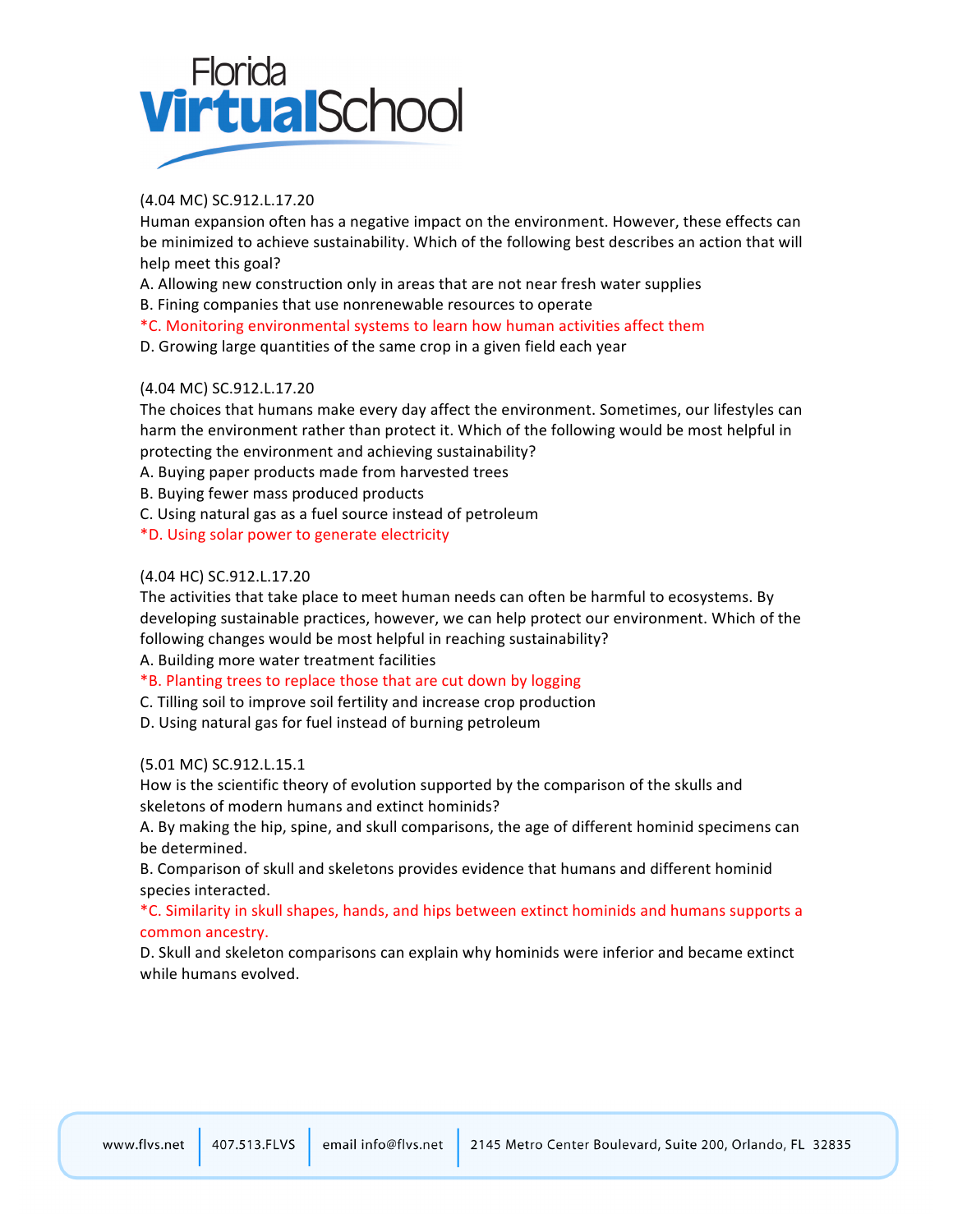(4.04 MC) SC.912.L.17.20
Human expansion often has a negative impact on the environment. However, these effects can be minimized to achieve sustainability. Which of the following best describes an action that will help meet this goal?
A. Allowing new construction only in areas that are not near fresh water supplies
B. Fining companies that use nonrenewable resources to operate
*C. Monitoring environmental systems to learn how human activities affect them
D. Growing large quantities of the same crop in a given field each year

(4.04 MC) SC.912.L.17.20
The choices that humans make every day affect the environment. Sometimes, our lifestyles can harm the environment rather than protect it. Which of the following would be most helpful in protecting the environment and achieving sustainability?
A. Buying paper products made from harvested trees
B. Buying fewer mass produced products
C. Using natural gas as a fuel source instead of petroleum
*D. Using solar power to generate electricity

(4.04 HC) SC.912.L.17.20
The activities that take place to meet human needs can often be harmful to ecosystems. By developing sustainable practices, however, we can help protect our environment. Which of the following changes would be most helpful in reaching sustainability?
A. Building more water treatment facilities
*B. Planting trees to replace those that are cut down by logging
C. Tilling soil to improve soil fertility and increase crop production
D. Using natural gas for fuel instead of burning petroleum

(5.01 MC) SC.912.L.15.1
How is the scientific theory of evolution supported by the comparison of the skulls and skeletons of modern humans and extinct hominids?
A. By making the hip, spine, and skull comparisons, the age of different hominid specimens can be determined.
B. Comparison of skull and skeletons provides evidence that humans and different hominid species interacted.
*C. Similarity in skull shapes, hands, and hips between extinct hominids and humans supports a common ancestry.
D. Skull and skeleton comparisons can explain why hominids were inferior and became extinct while humans evolved.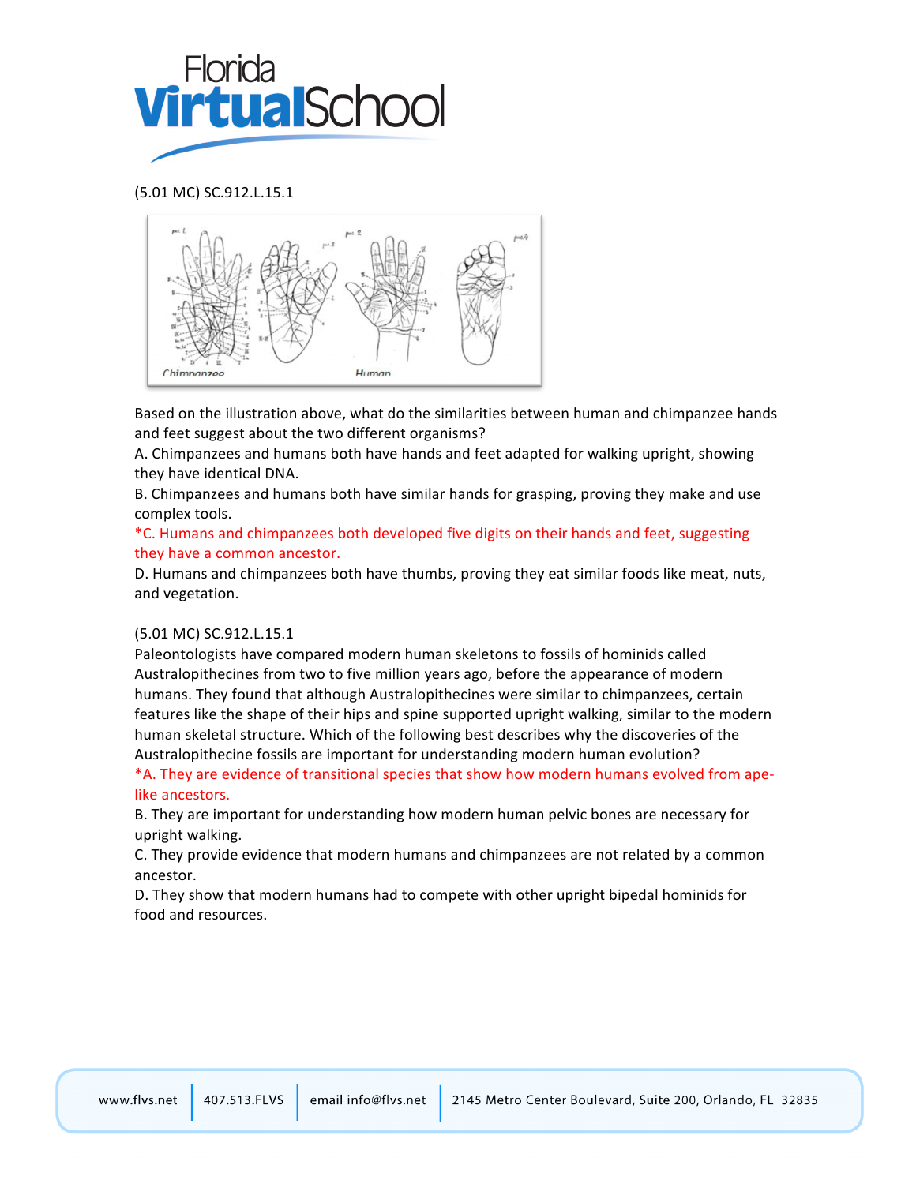(5.01 MC) SC.912.L.15.1

Based on the illustration above, what do the similarities between human and chimpanzee hands and feet suggest about the two different organisms?

A. Chimpanzees and humans both have hands and feet adapted for walking upright, showing they have identical DNA.

B. Chimpanzees and humans both have similar hands for grasping, proving they make and use complex tools.

*C. Humans and chimpanzees both developed five digits on their hands and feet, suggesting they have a common ancestor.

D. Humans and chimpanzees both have thumbs, proving they eat similar foods like meat, nuts, and vegetation.

(5.01 MC) SC.912.L.15.1

Paleontologists have compared modern human skeletons to fossils of hominids called Australopithecines from two to five million years ago, before the appearance of modern humans. They found that although Australopithecines were similar to chimpanzees, certain features like the shape of their hips and spine supported upright walking, similar to the modern human skeletal structure. Which of the following best describes why the discoveries of the Australopithecine fossils are important for understanding modern human evolution?

*A. They are evidence of transitional species that show how modern humans evolved from ape-like ancestors.

B. They are important for understanding how modern human pelvic bones are necessary for upright walking.

C. They provide evidence that modern humans and chimpanzees are not related by a common ancestor.

D. They show that modern humans had to compete with other upright bipedal hominids for food and resources.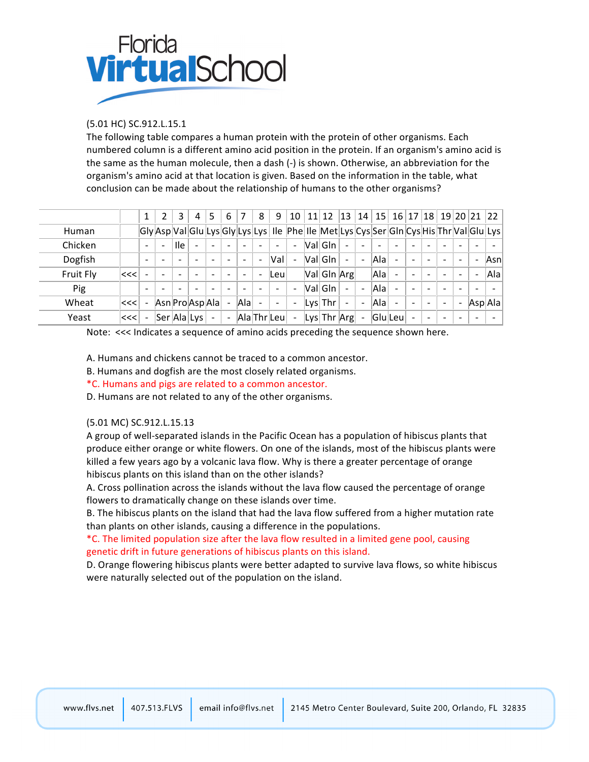(5.01 HC) SC.912.L.15.1

The following table compares a human protein with the protein of other organisms. Each numbered column is a different amino acid position in the protein. If an organism's amino acid is the same as the human molecule, then a dash (-) is shown. Otherwise, an abbreviation for the organism's amino acid at that location is given. Based on the information in the table, what conclusion can be made about the relationship of humans to the other organisms?

| | | 1 | 2 | 3 | 4 | 5 | 6 | 7 | 8 | 9 | 10 | 11 | 12 | 13 | 14 | 15 | 16 | 17 | 18 | 19 | 20 | 21 | 22 |
|---|---|---|---|---|---|---|---|---|---|---|---|---|---|---|---|---|---|---|---|---|---|---|---|
| Human | | Gly | Asp | Val | Glu | Lys | Gly | Lys | Lys | Ile | Phe | Ile | Met | Lys | Cys | Ser | Gln | Cys | His | Thr | Val | Glu | Lys |
| Chicken | | - | - | Ile | - | - | - | - | - | - | - | Val | Gln | - | - | - | - | - | - | - | - | - | - |
| Dogfish | | - | - | - | - | - | - | - | - | Val | - | Val | Gln | - | - | Ala | - | - | - | - | - | - | Asn |
| Fruit Fly | <<< | - | - | - | - | - | - | - | - | Leu | | Val | Gln | Arg | | Ala | - | - | - | - | - | - | Ala |
| Pig | | - | - | - | - | - | - | - | - | - | - | Val | Gln | - | - | Ala | - | - | - | - | - | - | - |
| Wheat | <<< | - | Asn | Pro | Asp | Ala | - | Ala | - | - | - | Lys | Thr | - | - | Ala | - | - | - | - | - | Asp | Ala |
| Yeast | <<< | - | Ser | Ala | Lys | - | - | Ala | Thr | Leu | - | Lys | Thr | Arg | - | Glu | Leu | - | - | - | - | - | - |

Note: <<< Indicates a sequence of amino acids preceding the sequence shown here.

A. Humans and chickens cannot be traced to a common ancestor.

B. Humans and dogfish are the most closely related organisms.

*C. Humans and pigs are related to a common ancestor.

D. Humans are not related to any of the other organisms.

(5.01 MC) SC.912.L.15.13

A group of well-separated islands in the Pacific Ocean has a population of hibiscus plants that produce either orange or white flowers. On one of the islands, most of the hibiscus plants were killed a few years ago by a volcanic lava flow. Why is there a greater percentage of orange hibiscus plants on this island than on the other islands?

A. Cross pollination across the islands without the lava flow caused the percentage of orange flowers to dramatically change on these islands over time.

B. The hibiscus plants on the island that had the lava flow suffered from a higher mutation rate than plants on other islands, causing a difference in the populations.

*C. The limited population size after the lava flow resulted in a limited gene pool, causing genetic drift in future generations of hibiscus plants on this island.

D. Orange flowering hibiscus plants were better adapted to survive lava flows, so white hibiscus were naturally selected out of the population on the island.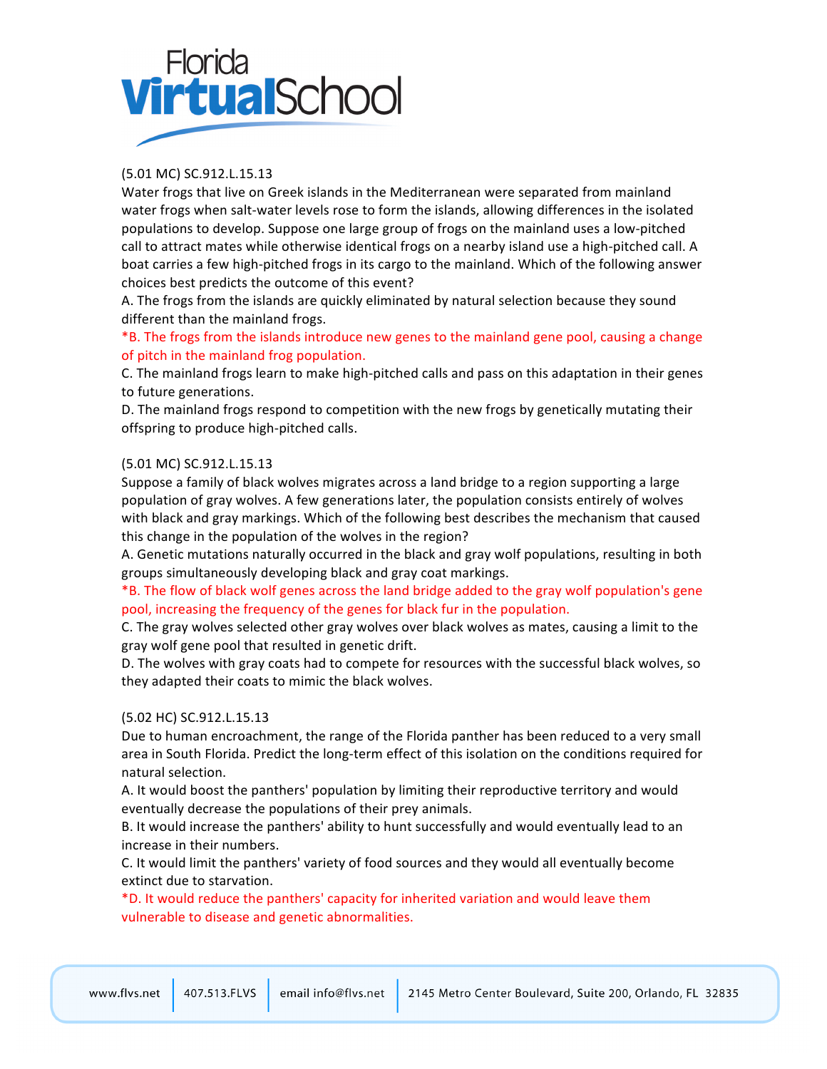(5.01 MC) SC.912.L.15.13
Water frogs that live on Greek islands in the Mediterranean were separated from mainland water frogs when salt-water levels rose to form the islands, allowing differences in the isolated populations to develop. Suppose one large group of frogs on the mainland uses a low-pitched call to attract mates while otherwise identical frogs on a nearby island use a high-pitched call. A boat carries a few high-pitched frogs in its cargo to the mainland. Which of the following answer choices best predicts the outcome of this event?

A. The frogs from the islands are quickly eliminated by natural selection because they sound different than the mainland frogs.
*B. The frogs from the islands introduce new genes to the mainland gene pool, causing a change of pitch in the mainland frog population.
C. The mainland frogs learn to make high-pitched calls and pass on this adaptation in their genes to future generations.
D. The mainland frogs respond to competition with the new frogs by genetically mutating their offspring to produce high-pitched calls.

(5.01 MC) SC.912.L.15.13
Suppose a family of black wolves migrates across a land bridge to a region supporting a large population of gray wolves. A few generations later, the population consists entirely of wolves with black and gray markings. Which of the following best describes the mechanism that caused this change in the population of the wolves in the region?

A. Genetic mutations naturally occurred in the black and gray wolf populations, resulting in both groups simultaneously developing black and gray coat markings.
*B. The flow of black wolf genes across the land bridge added to the gray wolf population's gene pool, increasing the frequency of the genes for black fur in the population.
C. The gray wolves selected other gray wolves over black wolves as mates, causing a limit to the gray wolf gene pool that resulted in genetic drift.
D. The wolves with gray coats had to compete for resources with the successful black wolves, so they adapted their coats to mimic the black wolves.

(5.02 HC) SC.912.L.15.13
Due to human encroachment, the range of the Florida panther has been reduced to a very small area in South Florida. Predict the long-term effect of this isolation on the conditions required for natural selection.

A. It would boost the panthers' population by limiting their reproductive territory and would eventually decrease the populations of their prey animals.
B. It would increase the panthers' ability to hunt successfully and would eventually lead to an increase in their numbers.
C. It would limit the panthers' variety of food sources and they would all eventually become extinct due to starvation.
*D. It would reduce the panthers' capacity for inherited variation and would leave them vulnerable to disease and genetic abnormalities.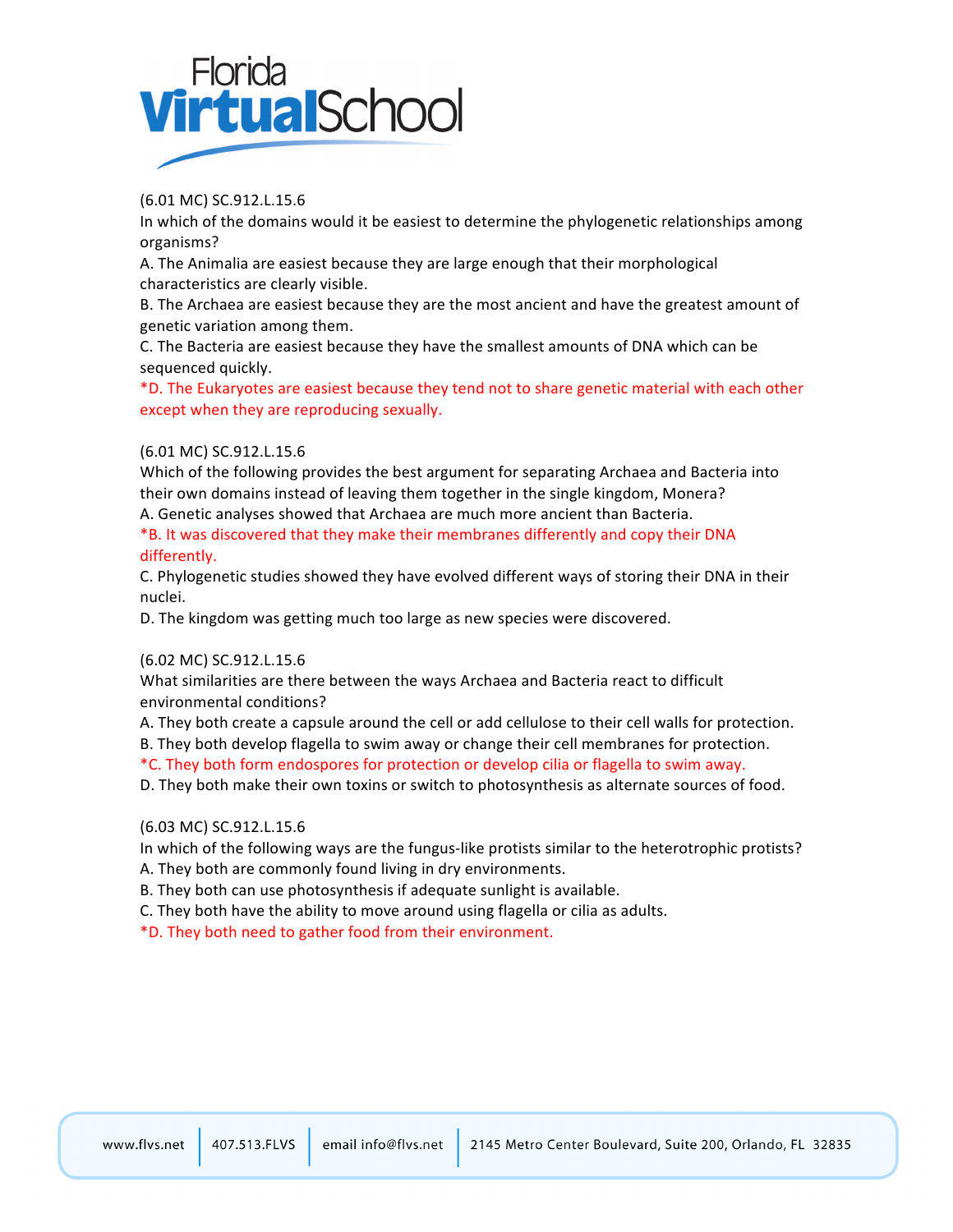(6.01 MC) SC.912.L.15.6
In which of the domains would it be easiest to determine the phylogenetic relationships among organisms?
A. The Animalia are easiest because they are large enough that their morphological characteristics are clearly visible.
B. The Archaea are easiest because they are the most ancient and have the greatest amount of genetic variation among them.
C. The Bacteria are easiest because they have the smallest amounts of DNA which can be sequenced quickly.
*D. The Eukaryotes are easiest because they tend not to share genetic material with each other except when they are reproducing sexually.

(6.01 MC) SC.912.L.15.6
Which of the following provides the best argument for separating Archaea and Bacteria into their own domains instead of leaving them together in the single kingdom, Monera?
A. Genetic analyses showed that Archaea are much more ancient than Bacteria.
*B. It was discovered that they make their membranes differently and copy their DNA differently.
C. Phylogenetic studies showed they have evolved different ways of storing their DNA in their nuclei.
D. The kingdom was getting much too large as new species were discovered.

(6.02 MC) SC.912.L.15.6
What similarities are there between the ways Archaea and Bacteria react to difficult environmental conditions?
A. They both create a capsule around the cell or add cellulose to their cell walls for protection.
B. They both develop flagella to swim away or change their cell membranes for protection.
*C. They both form endospores for protection or develop cilia or flagella to swim away.
D. They both make their own toxins or switch to photosynthesis as alternate sources of food.

(6.03 MC) SC.912.L.15.6
In which of the following ways are the fungus-like protists similar to the heterotrophic protists?
A. They both are commonly found living in dry environments.
B. They both can use photosynthesis if adequate sunlight is available.
C. They both have the ability to move around using flagella or cilia as adults.
*D. They both need to gather food from their environment.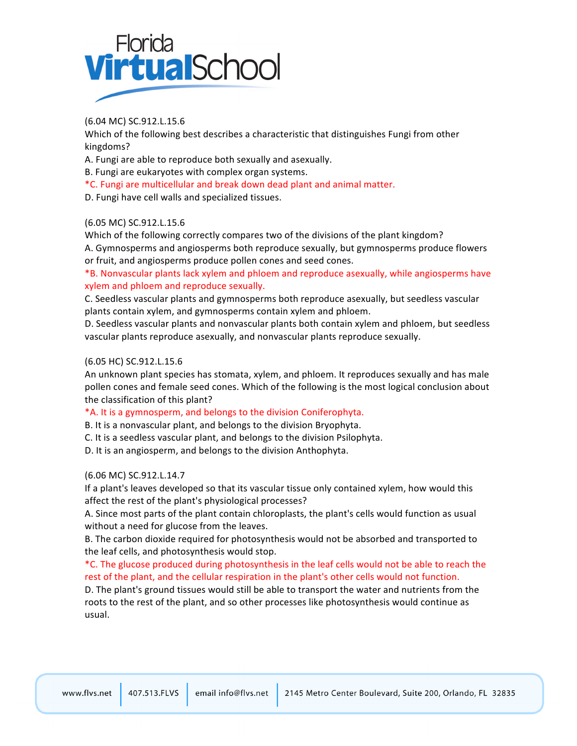(6.04 MC) SC.912.L.15.6
Which of the following best describes a characteristic that distinguishes Fungi from other kingdoms?
A. Fungi are able to reproduce both sexually and asexually.
B. Fungi are eukaryotes with complex organ systems.
*C. Fungi are multicellular and break down dead plant and animal matter.
D. Fungi have cell walls and specialized tissues.

(6.05 MC) SC.912.L.15.6
Which of the following correctly compares two of the divisions of the plant kingdom?
A. Gymnosperms and angiosperms both reproduce sexually, but gymnosperms produce flowers or fruit, and angiosperms produce pollen cones and seed cones.
*B. Nonvascular plants lack xylem and phloem and reproduce asexually, while angiosperms have xylem and phloem and reproduce sexually.
C. Seedless vascular plants and gymnosperms both reproduce asexually, but seedless vascular plants contain xylem, and gymnosperms contain xylem and phloem.
D. Seedless vascular plants and nonvascular plants both contain xylem and phloem, but seedless vascular plants reproduce asexually, and nonvascular plants reproduce sexually.

(6.05 HC) SC.912.L.15.6
An unknown plant species has stomata, xylem, and phloem. It reproduces sexually and has male pollen cones and female seed cones. Which of the following is the most logical conclusion about the classification of this plant?
*A. It is a gymnosperm, and belongs to the division Coniferophyta.
B. It is a nonvascular plant, and belongs to the division Bryophyta.
C. It is a seedless vascular plant, and belongs to the division Psilophyta.
D. It is an angiosperm, and belongs to the division Anthophyta.

(6.06 MC) SC.912.L.14.7
If a plant's leaves developed so that its vascular tissue only contained xylem, how would this affect the rest of the plant's physiological processes?
A. Since most parts of the plant contain chloroplasts, the plant's cells would function as usual without a need for glucose from the leaves.
B. The carbon dioxide required for photosynthesis would not be absorbed and transported to the leaf cells, and photosynthesis would stop.
*C. The glucose produced during photosynthesis in the leaf cells would not be able to reach the rest of the plant, and the cellular respiration in the plant's other cells would not function.
D. The plant's ground tissues would still be able to transport the water and nutrients from the roots to the rest of the plant, and so other processes like photosynthesis would continue as usual.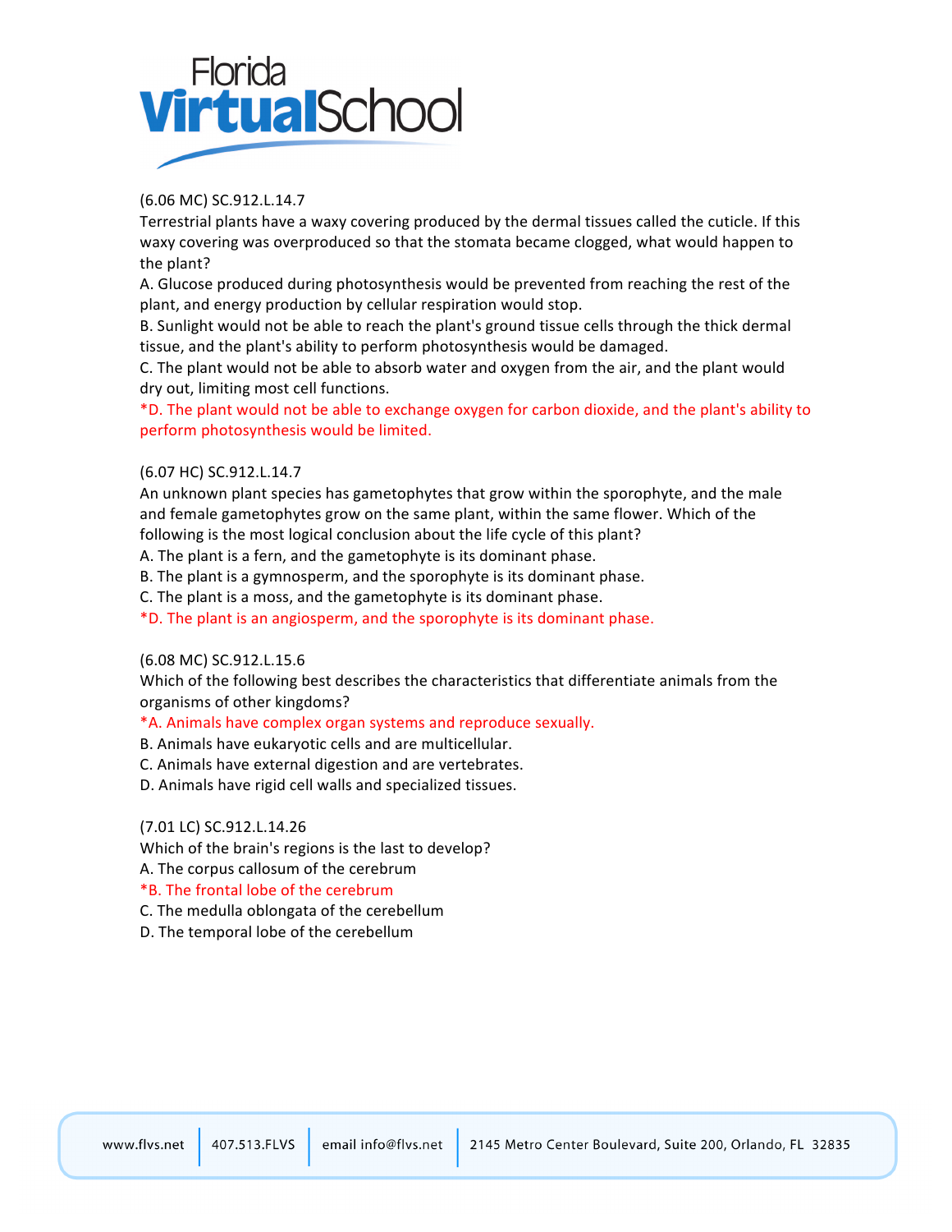(6.06 MC) SC.912.L.14.7
Terrestrial plants have a waxy covering produced by the dermal tissues called the cuticle. If this waxy covering was overproduced so that the stomata became clogged, what would happen to the plant?
A. Glucose produced during photosynthesis would be prevented from reaching the rest of the plant, and energy production by cellular respiration would stop.
B. Sunlight would not be able to reach the plant's ground tissue cells through the thick dermal tissue, and the plant's ability to perform photosynthesis would be damaged.
C. The plant would not be able to absorb water and oxygen from the air, and the plant would dry out, limiting most cell functions.
*D. The plant would not be able to exchange oxygen for carbon dioxide, and the plant's ability to perform photosynthesis would be limited.

(6.07 HC) SC.912.L.14.7
An unknown plant species has gametophytes that grow within the sporophyte, and the male and female gametophytes grow on the same plant, within the same flower. Which of the following is the most logical conclusion about the life cycle of this plant?
A. The plant is a fern, and the gametophyte is its dominant phase.
B. The plant is a gymnosperm, and the sporophyte is its dominant phase.
C. The plant is a moss, and the gametophyte is its dominant phase.
*D. The plant is an angiosperm, and the sporophyte is its dominant phase.

(6.08 MC) SC.912.L.15.6
Which of the following best describes the characteristics that differentiate animals from the organisms of other kingdoms?
*A. Animals have complex organ systems and reproduce sexually.
B. Animals have eukaryotic cells and are multicellular.
C. Animals have external digestion and are vertebrates.
D. Animals have rigid cell walls and specialized tissues.

(7.01 LC) SC.912.L.14.26
Which of the brain's regions is the last to develop?
A. The corpus callosum of the cerebrum
*B. The frontal lobe of the cerebrum
C. The medulla oblongata of the cerebellum
D. The temporal lobe of the cerebellum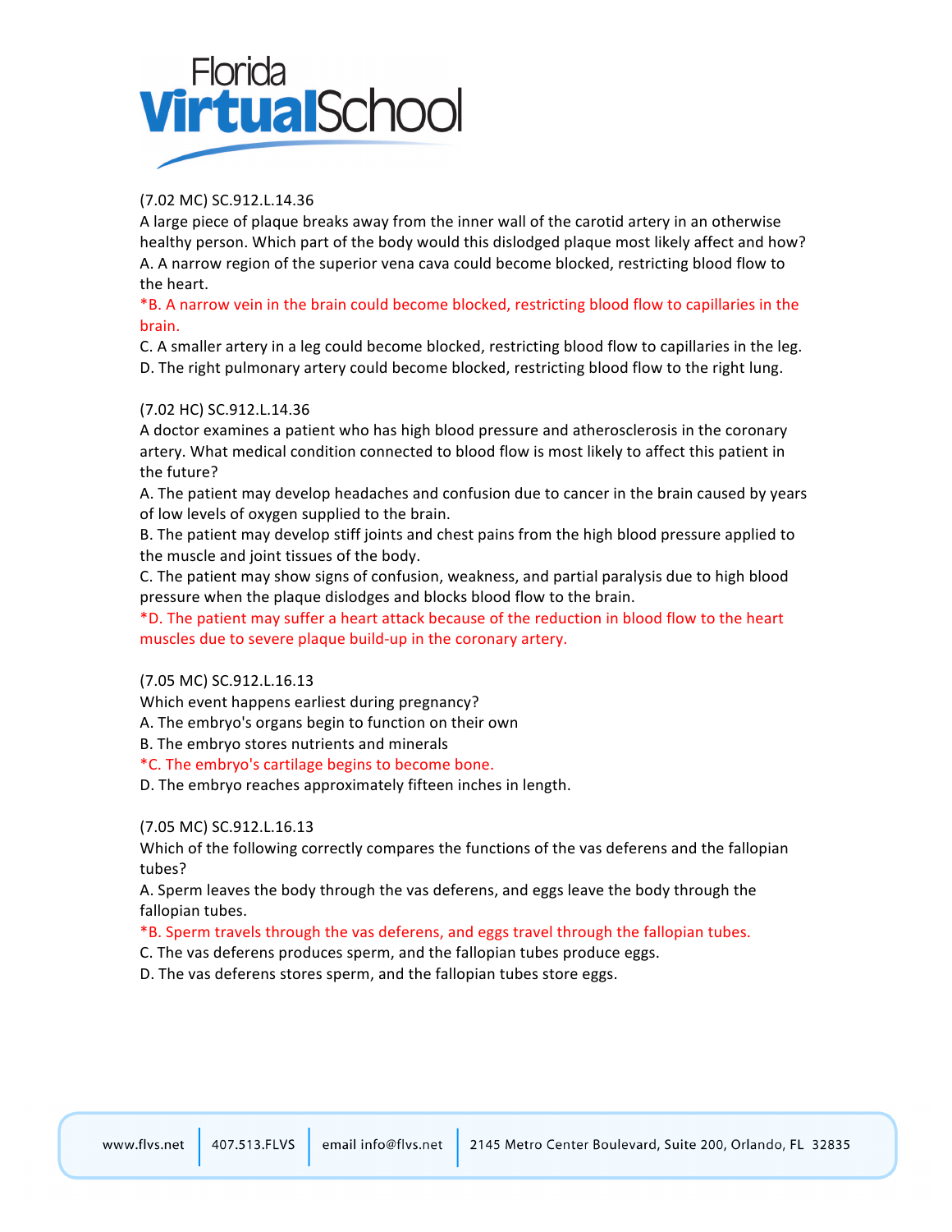(7.02 MC) SC.912.L.14.36

A large piece of plaque breaks away from the inner wall of the carotid artery in an otherwise healthy person. Which part of the body would this dislodged plaque most likely affect and how?

A. A narrow region of the superior vena cava could become blocked, restricting blood flow to the heart.

*B. A narrow vein in the brain could become blocked, restricting blood flow to capillaries in the brain.

C. A smaller artery in a leg could become blocked, restricting blood flow to capillaries in the leg.

D. The right pulmonary artery could become blocked, restricting blood flow to the right lung.

(7.02 HC) SC.912.L.14.36

A doctor examines a patient who has high blood pressure and atherosclerosis in the coronary artery. What medical condition connected to blood flow is most likely to affect this patient in the future?

A. The patient may develop headaches and confusion due to cancer in the brain caused by years of low levels of oxygen supplied to the brain.

B. The patient may develop stiff joints and chest pains from the high blood pressure applied to the muscle and joint tissues of the body.

C. The patient may show signs of confusion, weakness, and partial paralysis due to high blood pressure when the plaque dislodges and blocks blood flow to the brain.

*D. The patient may suffer a heart attack because of the reduction in blood flow to the heart muscles due to severe plaque build-up in the coronary artery.

(7.05 MC) SC.912.L.16.13

Which event happens earliest during pregnancy?

A. The embryo's organs begin to function on their own

B. The embryo stores nutrients and minerals

*C. The embryo's cartilage begins to become bone.

D. The embryo reaches approximately fifteen inches in length.

(7.05 MC) SC.912.L.16.13

Which of the following correctly compares the functions of the vas deferens and the fallopian tubes?

A. Sperm leaves the body through the vas deferens, and eggs leave the body through the fallopian tubes.

*B. Sperm travels through the vas deferens, and eggs travel through the fallopian tubes.

C. The vas deferens produces sperm, and the fallopian tubes produce eggs.

D. The vas deferens stores sperm, and the fallopian tubes store eggs.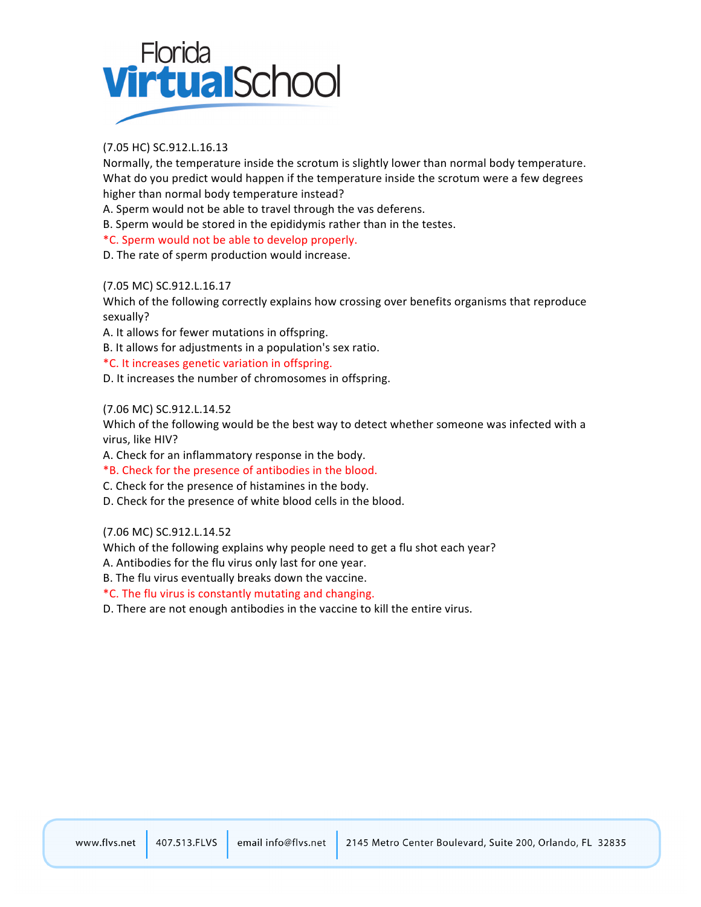(7.05 HC) SC.912.L.16.13

Normally, the temperature inside the scrotum is slightly lower than normal body temperature. What do you predict would happen if the temperature inside the scrotum were a few degrees higher than normal body temperature instead?

A. Sperm would not be able to travel through the vas deferens.

B. Sperm would be stored in the epididymis rather than in the testes.

*C. Sperm would not be able to develop properly.

D. The rate of sperm production would increase.

(7.05 MC) SC.912.L.16.17

Which of the following correctly explains how crossing over benefits organisms that reproduce sexually?

A. It allows for fewer mutations in offspring.

B. It allows for adjustments in a population's sex ratio.

*C. It increases genetic variation in offspring.

D. It increases the number of chromosomes in offspring.

(7.06 MC) SC.912.L.14.52

Which of the following would be the best way to detect whether someone was infected with a virus, like HIV?

A. Check for an inflammatory response in the body.

*B. Check for the presence of antibodies in the blood.

C. Check for the presence of histamines in the body.

D. Check for the presence of white blood cells in the blood.

(7.06 MC) SC.912.L.14.52

Which of the following explains why people need to get a flu shot each year?

A. Antibodies for the flu virus only last for one year.

B. The flu virus eventually breaks down the vaccine.

*C. The flu virus is constantly mutating and changing.

D. There are not enough antibodies in the vaccine to kill the entire virus.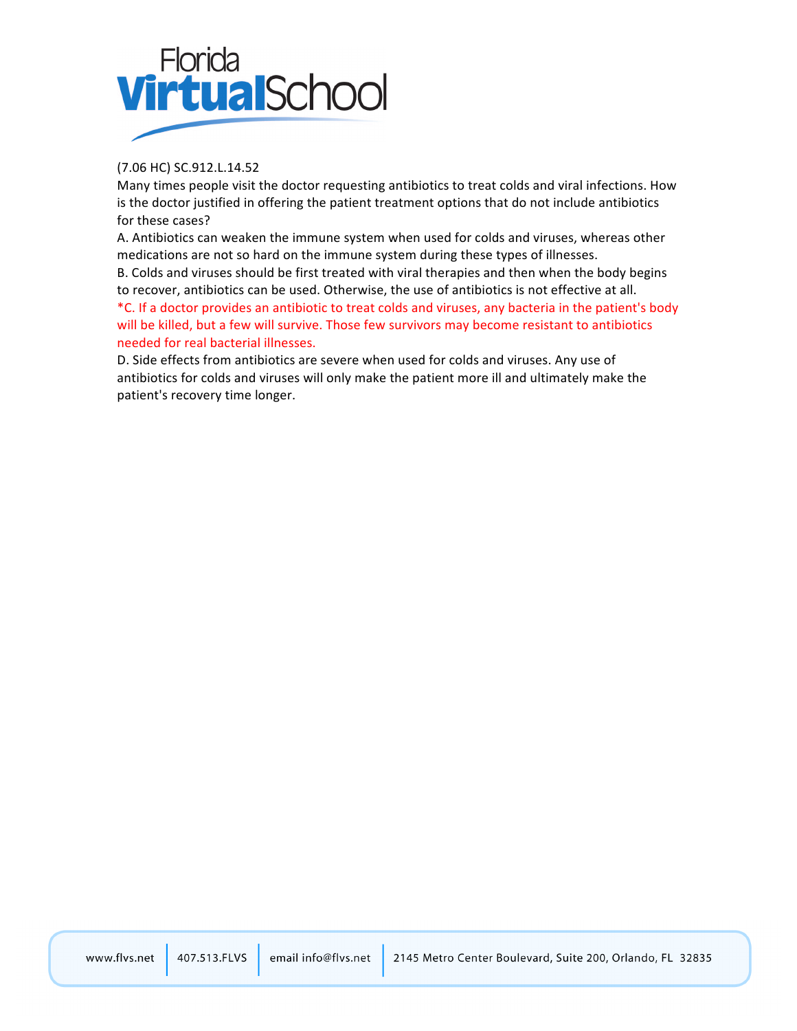(7.06 HC) SC.912.L.14.52

Many times people visit the doctor requesting antibiotics to treat colds and viral infections. How is the doctor justified in offering the patient treatment options that do not include antibiotics for these cases?

A. Antibiotics can weaken the immune system when used for colds and viruses, whereas other medications are not so hard on the immune system during these types of illnesses.

B. Colds and viruses should be first treated with viral therapies and then when the body begins to recover, antibiotics can be used. Otherwise, the use of antibiotics is not effective at all.

*C. If a doctor provides an antibiotic to treat colds and viruses, any bacteria in the patient's body will be killed, but a few will survive. Those few survivors may become resistant to antibiotics needed for real bacterial illnesses.

D. Side effects from antibiotics are severe when used for colds and viruses. Any use of antibiotics for colds and viruses will only make the patient more ill and ultimately make the patient's recovery time longer.